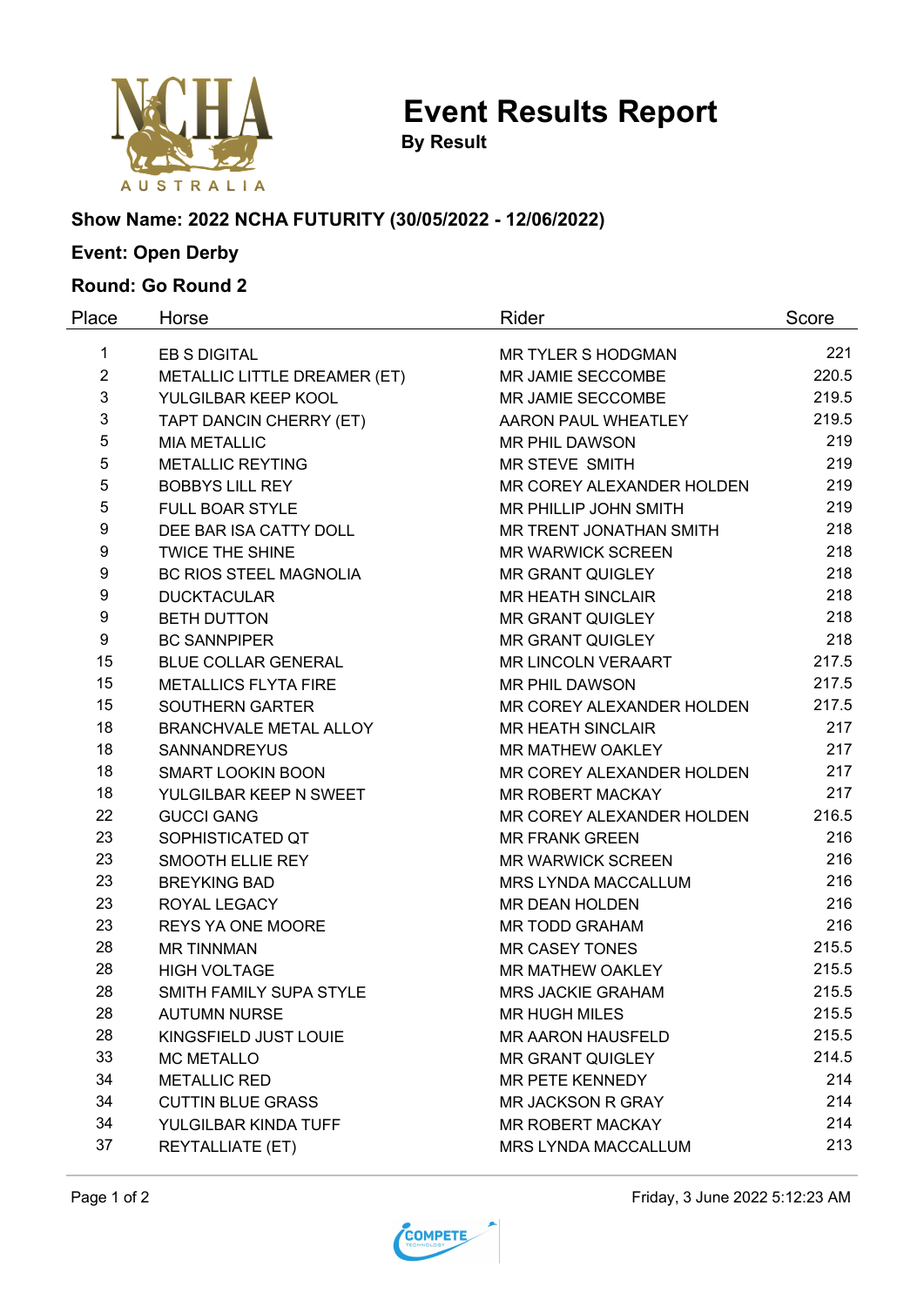# Event Results Report

**By Result**

**Show Name: 2022 NCHA FUTURITY (30/05/2022 - 12/06/2022)**

**Event: Open Derby**

**Round: Go Round 2**

| Place | Horse | Rider | Score |
|---|---|---|---|
| 1 | EB S DIGITAL | MR TYLER S HODGMAN | 221 |
| 2 | METALLIC LITTLE DREAMER (ET) | MR JAMIE SECCOMBE | 220.5 |
| 3 | YULGILBAR KEEP KOOL | MR JAMIE SECCOMBE | 219.5 |
| 3 | TAPT DANCIN CHERRY (ET) | AARON PAUL WHEATLEY | 219.5 |
| 5 | MIA METALLIC | MR PHIL DAWSON | 219 |
| 5 | METALLIC REYTING | MR STEVE SMITH | 219 |
| 5 | BOBBYS LILL REY | MR COREY ALEXANDER HOLDEN | 219 |
| 5 | FULL BOAR STYLE | MR PHILLIP JOHN SMITH | 219 |
| 9 | DEE BAR ISA CATTY DOLL | MR TRENT JONATHAN SMITH | 218 |
| 9 | TWICE THE SHINE | MR WARWICK SCREEN | 218 |
| 9 | BC RIOS STEEL MAGNOLIA | MR GRANT QUIGLEY | 218 |
| 9 | DUCKTACULAR | MR HEATH SINCLAIR | 218 |
| 9 | BETH DUTTON | MR GRANT QUIGLEY | 218 |
| 9 | BC SANNPIPER | MR GRANT QUIGLEY | 218 |
| 15 | BLUE COLLAR GENERAL | MR LINCOLN VERAART | 217.5 |
| 15 | METALLICS FLYTA FIRE | MR PHIL DAWSON | 217.5 |
| 15 | SOUTHERN GARTER | MR COREY ALEXANDER HOLDEN | 217.5 |
| 18 | BRANCHVALE METAL ALLOY | MR HEATH SINCLAIR | 217 |
| 18 | SANNANDREYUS | MR MATHEW OAKLEY | 217 |
| 18 | SMART LOOKIN BOON | MR COREY ALEXANDER HOLDEN | 217 |
| 18 | YULGILBAR KEEP N SWEET | MR ROBERT MACKAY | 217 |
| 22 | GUCCI GANG | MR COREY ALEXANDER HOLDEN | 216.5 |
| 23 | SOPHISTICATED QT | MR FRANK GREEN | 216 |
| 23 | SMOOTH ELLIE REY | MR WARWICK SCREEN | 216 |
| 23 | BREYKING BAD | MRS LYNDA MACCALLUM | 216 |
| 23 | ROYAL LEGACY | MR DEAN HOLDEN | 216 |
| 23 | REYS YA ONE MOORE | MR TODD GRAHAM | 216 |
| 28 | MR TINNMAN | MR CASEY TONES | 215.5 |
| 28 | HIGH VOLTAGE | MR MATHEW OAKLEY | 215.5 |
| 28 | SMITH FAMILY SUPA STYLE | MRS JACKIE GRAHAM | 215.5 |
| 28 | AUTUMN NURSE | MR HUGH MILES | 215.5 |
| 28 | KINGSFIELD JUST LOUIE | MR AARON HAUSFELD | 215.5 |
| 33 | MC METALLO | MR GRANT QUIGLEY | 214.5 |
| 34 | METALLIC RED | MR PETE KENNEDY | 214 |
| 34 | CUTTIN BLUE GRASS | MR JACKSON R GRAY | 214 |
| 34 | YULGILBAR KINDA TUFF | MR ROBERT MACKAY | 214 |
| 37 | REYTALLIATE (ET) | MRS LYNDA MACCALLUM | 213 |

Friday, 3 June 2022 5:12:23 AM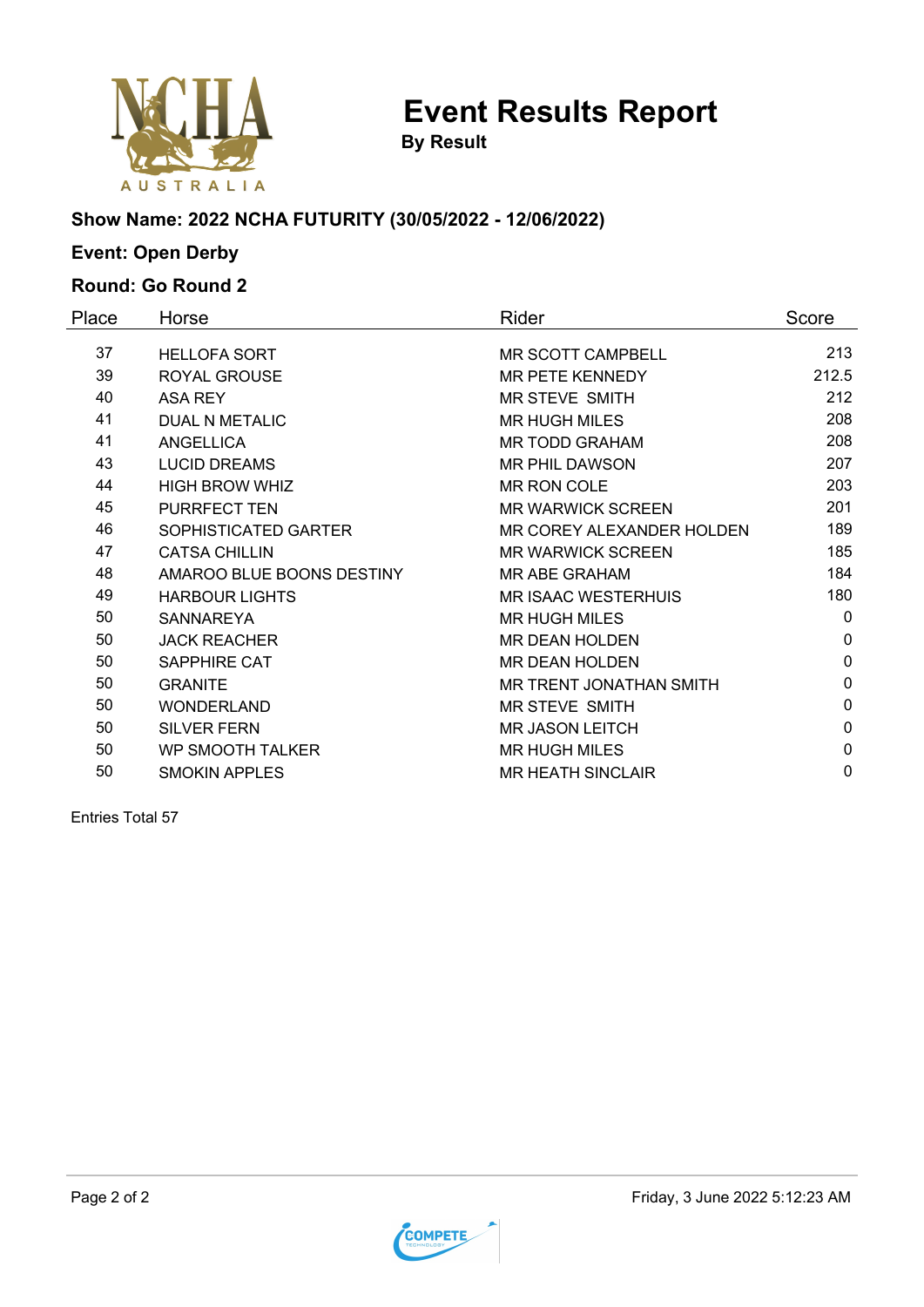# Event Results Report

**By Result**

### Show Name: 2022 NCHA FUTURITY (30/05/2022 - 12/06/2022)

### Event: Open Derby

### Round: Go Round 2

| Place | Horse | Rider | Score |
|---|---|---|---|
| 37 | HELLOFA SORT | MR SCOTT CAMPBELL | 213 |
| 39 | ROYAL GROUSE | MR PETE KENNEDY | 212.5 |
| 40 | ASA REY | MR STEVE SMITH | 212 |
| 41 | DUAL N METALIC | MR HUGH MILES | 208 |
| 41 | ANGELLICA | MR TODD GRAHAM | 208 |
| 43 | LUCID DREAMS | MR PHIL DAWSON | 207 |
| 44 | HIGH BROW WHIZ | MR RON COLE | 203 |
| 45 | PURRFECT TEN | MR WARWICK SCREEN | 201 |
| 46 | SOPHISTICATED GARTER | MR COREY ALEXANDER HOLDEN | 189 |
| 47 | CATSA CHILLIN | MR WARWICK SCREEN | 185 |
| 48 | AMAROO BLUE BOONS DESTINY | MR ABE GRAHAM | 184 |
| 49 | HARBOUR LIGHTS | MR ISAAC WESTERHUIS | 180 |
| 50 | SANNAREYA | MR HUGH MILES | 0 |
| 50 | JACK REACHER | MR DEAN HOLDEN | 0 |
| 50 | SAPPHIRE CAT | MR DEAN HOLDEN | 0 |
| 50 | GRANITE | MR TRENT JONATHAN SMITH | 0 |
| 50 | WONDERLAND | MR STEVE SMITH | 0 |
| 50 | SILVER FERN | MR JASON LEITCH | 0 |
| 50 | WP SMOOTH TALKER | MR HUGH MILES | 0 |
| 50 | SMOKIN APPLES | MR HEATH SINCLAIR | 0 |

Entries Total 57

Friday, 3 June 2022 5:12:23 AM